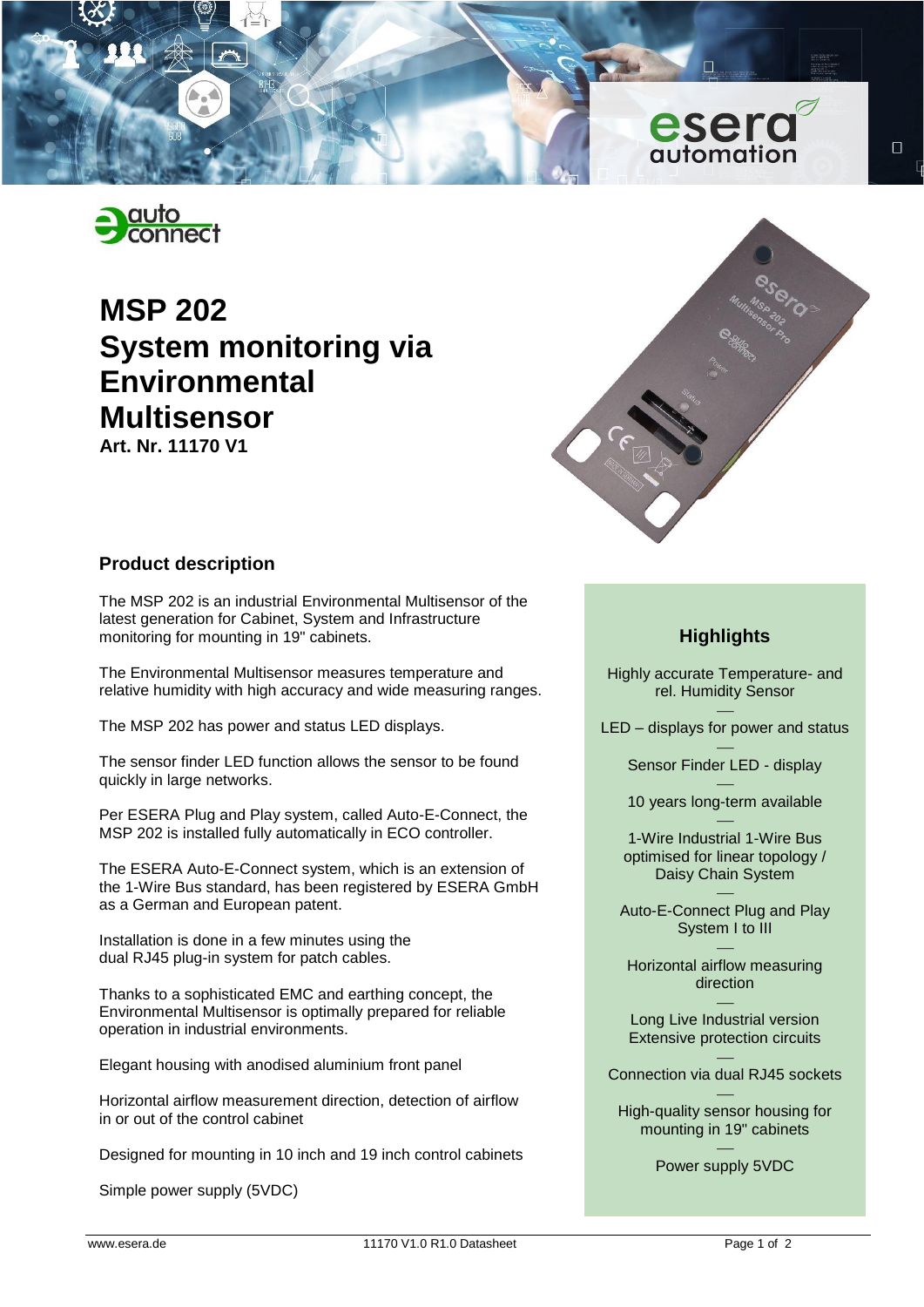# MSP 202
# System monitoring via Environmental Multisensor

**Art. Nr. 11170 V1**

## Product description

The MSP 202 is an industrial Environmental Multisensor of the latest generation for Cabinet, System and Infrastructure monitoring for mounting in 19" cabinets.

The Environmental Multisensor measures temperature and relative humidity with high accuracy and wide measuring ranges.

The MSP 202 has power and status LED displays.

The sensor finder LED function allows the sensor to be found quickly in large networks.

Per ESERA Plug and Play system, called Auto-E-Connect, the MSP 202 is installed fully automatically in ECO controller.

The ESERA Auto-E-Connect system, which is an extension of the 1-Wire Bus standard, has been registered by ESERA GmbH as a German and European patent.

Installation is done in a few minutes using the dual RJ45 plug-in system for patch cables.

Thanks to a sophisticated EMC and earthing concept, the Environmental Multisensor is optimally prepared for reliable operation in industrial environments.

Elegant housing with anodised aluminium front panel

Horizontal airflow measurement direction, detection of airflow in or out of the control cabinet

Designed for mounting in 10 inch and 19 inch control cabinets

Simple power supply (5VDC)

### Highlights

Highly accurate Temperature- and rel. Humidity Sensor

—

LED – displays for power and status

—

Sensor Finder LED - display

—

10 years long-term available

—

1-Wire Industrial 1-Wire Bus optimised for linear topology / Daisy Chain System

—

Auto-E-Connect Plug and Play System I to III

—

Horizontal airflow measuring direction

—

Long Live Industrial version Extensive protection circuits

—

Connection via dual RJ45 sockets

—

High-quality sensor housing for mounting in 19" cabinets

—

Power supply 5VDC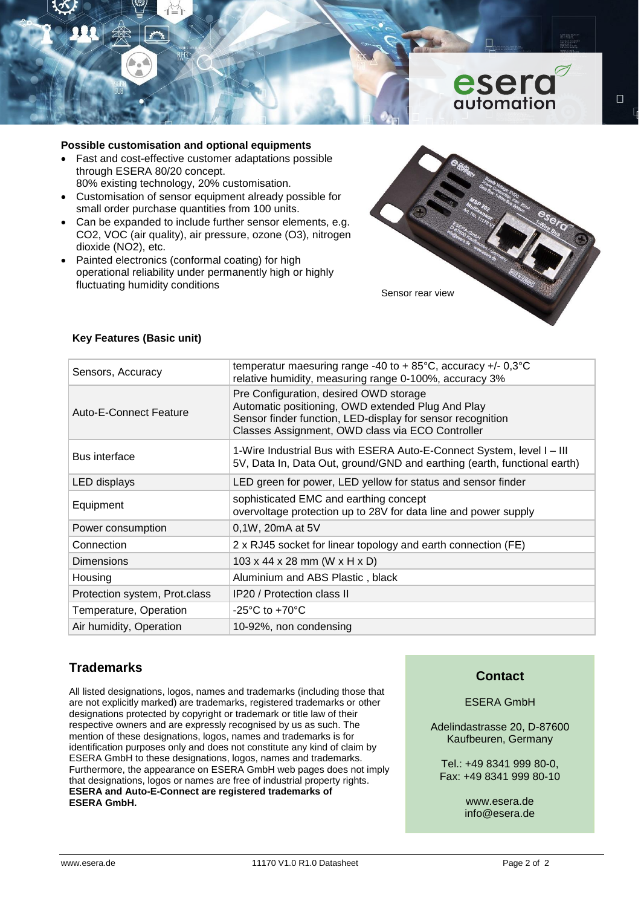**Possible customisation and optional equipments**

- Fast and cost-effective customer adaptations possible through ESERA 80/20 concept.
  80% existing technology, 20% customisation.
- Customisation of sensor equipment already possible for small order purchase quantities from 100 units.
- Can be expanded to include further sensor elements, e.g. $CO_2$, VOC (air quality), air pressure, ozone ($O_3$), nitrogen dioxide ($NO_2$), etc.
- Painted electronics (conformal coating) for high operational reliability under permanently high or highly fluctuating humidity conditions

Sensor rear view

**Key Features (Basic unit)**

| | |
|---|---|
| Sensors, Accuracy | temperatur maesuring range -40 to + 85°C, accuracy +/- 0,3°C<br>relative humidity, measuring range 0-100%, accuracy 3% |
| Auto-E-Connect Feature | Pre Configuration, desired OWD storage<br>Automatic positioning, OWD extended Plug And Play<br>Sensor finder function, LED-display for sensor recognition<br>Classes Assignment, OWD class via ECO Controller |
| Bus interface | 1-Wire Industrial Bus with ESERA Auto-E-Connect System, level I – III<br>5V, Data In, Data Out, ground/GND and earthing (earth, functional earth) |
| LED displays | LED green for power, LED yellow for status and sensor finder |
| Equipment | sophisticated EMC and earthing concept<br>overvoltage protection up to 28V for data line and power supply |
| Power consumption | 0,1W, 20mA at 5V |
| Connection | 2 x RJ45 socket for linear topology and earth connection (FE) |
| Dimensions | 103 x 44 x 28 mm (W x H x D) |
| Housing | Aluminium and ABS Plastic , black |
| Protection system, Prot.class | IP20 / Protection class II |
| Temperature, Operation | -25°C to +70°C |
| Air humidity, Operation | 10-92%, non condensing |

## Trademarks

All listed designations, logos, names and trademarks (including those that are not explicitly marked) are trademarks, registered trademarks or other designations protected by copyright or trademark or title law of their respective owners and are expressly recognised by us as such. The mention of these designations, logos, names and trademarks is for identification purposes only and does not constitute any kind of claim by ESERA GmbH to these designations, logos, names and trademarks. Furthermore, the appearance on ESERA GmbH web pages does not imply that designations, logos or names are free of industrial property rights.
**ESERA and Auto-E-Connect are registered trademarks of ESERA GmbH.**

## Contact

ESERA GmbH

Adelindastrasse 20, D-87600
Kaufbeuren, Germany

Tel.: +49 8341 999 80-0,
Fax: +49 8341 999 80-10

www.esera.de
info@esera.de